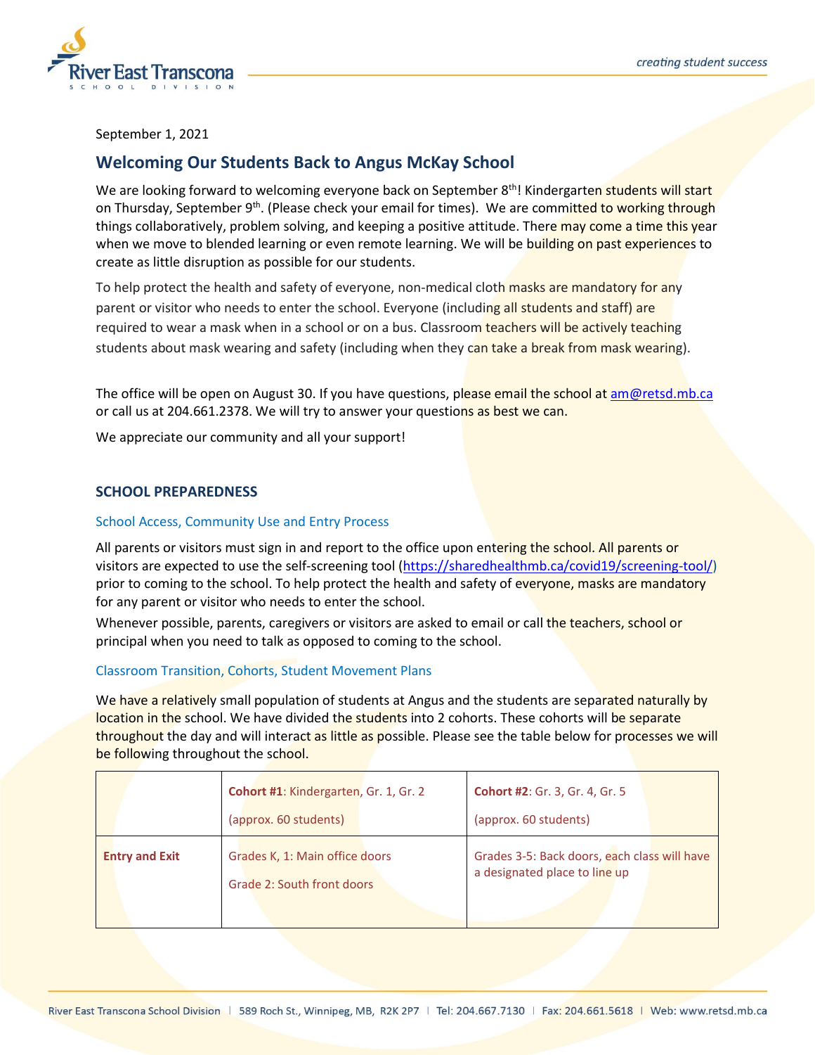September 1, 2021

## Welcoming Our Students Back to Angus McKay School

We are looking forward to welcoming everyone back on September 8th! Kindergarten students will start on Thursday, September 9th. (Please check your email for times). We are committed to working through things collaboratively, problem solving, and keeping a positive attitude. There may come a time this year when we move to blended learning or even remote learning. We will be building on past experiences to create as little disruption as possible for our students.

To help protect the health and safety of everyone, non-medical cloth masks are mandatory for any parent or visitor who needs to enter the school. Everyone (including all students and staff) are required to wear a mask when in a school or on a bus. Classroom teachers will be actively teaching students about mask wearing and safety (including when they can take a break from mask wearing).

The office will be open on August 30. If you have questions, please email the school at am@retsd.mb.ca or call us at 204.661.2378. We will try to answer your questions as best we can.

We appreciate our community and all your support!

### SCHOOL PREPAREDNESS

#### School Access, Community Use and Entry Process

All parents or visitors must sign in and report to the office upon entering the school. All parents or visitors are expected to use the self-screening tool (https://sharedhealthmb.ca/covid19/screening-tool/) prior to coming to the school. To help protect the health and safety of everyone, masks are mandatory for any parent or visitor who needs to enter the school.

Whenever possible, parents, caregivers or visitors are asked to email or call the teachers, school or principal when you need to talk as opposed to coming to the school.

#### Classroom Transition, Cohorts, Student Movement Plans

We have a relatively small population of students at Angus and the students are separated naturally by location in the school. We have divided the students into 2 cohorts. These cohorts will be separate throughout the day and will interact as little as possible. Please see the table below for processes we will be following throughout the school.

| | **Cohort #1**: Kindergarten, Gr. 1, Gr. 2 (approx. 60 students) | **Cohort #2**: Gr. 3, Gr. 4, Gr. 5 (approx. 60 students) |
|---|---|---|
| **Entry and Exit** | Grades K, 1: Main office doors<br>Grade 2: South front doors | Grades 3-5: Back doors, each class will have a designated place to line up |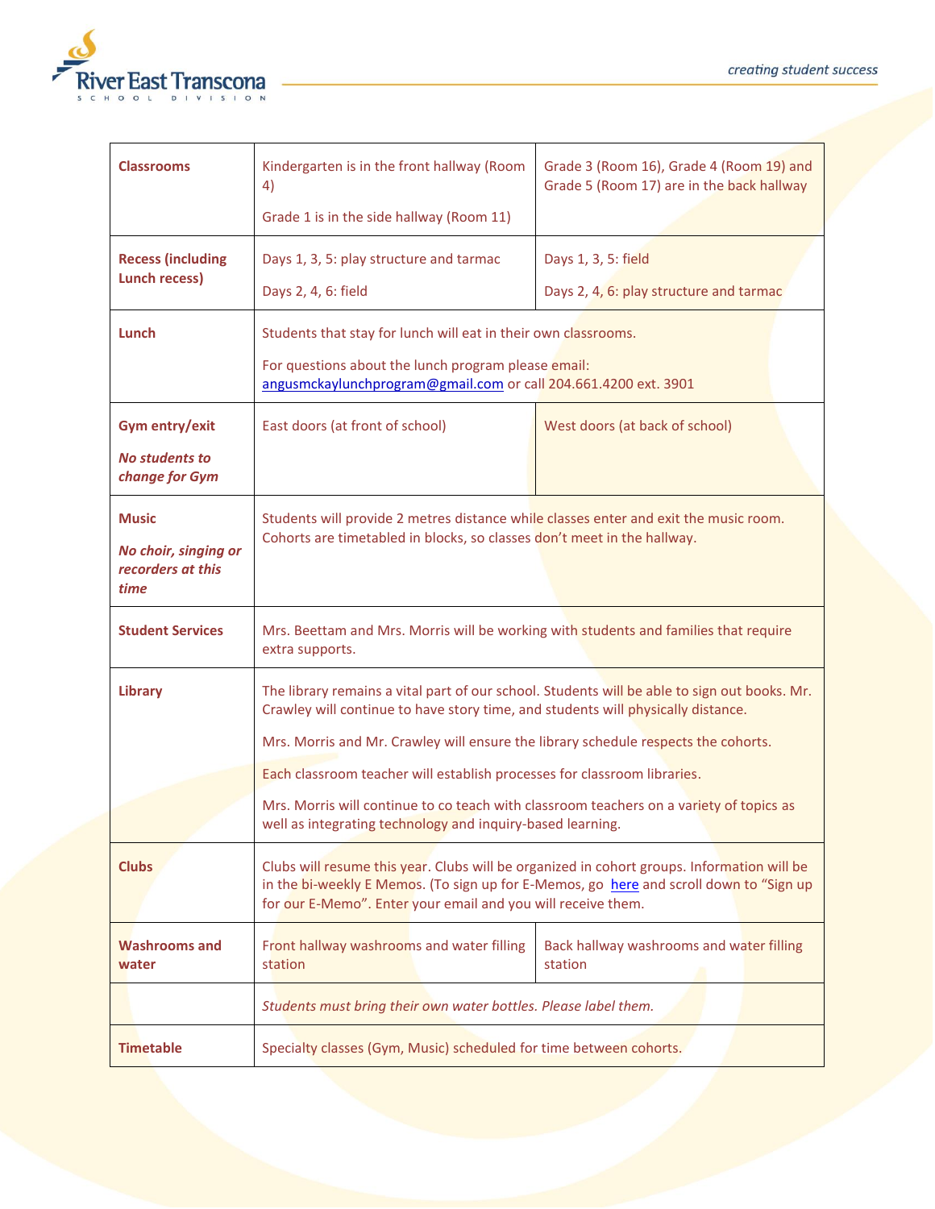| | | |
|---|---|---|
| **Classrooms** | Kindergarten is in the front hallway (Room 4)<br><br>Grade 1 is in the side hallway (Room 11) | Grade 3 (Room 16), Grade 4 (Room 19) and Grade 5 (Room 17) are in the back hallway |
| **Recess (including Lunch recess)** | Days 1, 3, 5: play structure and tarmac<br><br>Days 2, 4, 6: field | Days 1, 3, 5: field<br><br>Days 2, 4, 6: play structure and tarmac |
| **Lunch** | Students that stay for lunch will eat in their own classrooms.<br><br>For questions about the lunch program please email: angusmckaylunchprogram@gmail.com or call 204.661.4200 ext. 3901 | |
| **Gym entry/exit**<br><br>***No students to change for Gym*** | East doors (at front of school) | West doors (at back of school) |
| **Music**<br><br>***No choir, singing or recorders at this time*** | Students will provide 2 metres distance while classes enter and exit the music room. Cohorts are timetabled in blocks, so classes don't meet in the hallway. | |
| **Student Services** | Mrs. Beettam and Mrs. Morris will be working with students and families that require extra supports. | |
| **Library** | The library remains a vital part of our school. Students will be able to sign out books. Mr. Crawley will continue to have story time, and students will physically distance.<br><br>Mrs. Morris and Mr. Crawley will ensure the library schedule respects the cohorts.<br><br>Each classroom teacher will establish processes for classroom libraries.<br><br>Mrs. Morris will continue to co teach with classroom teachers on a variety of topics as well as integrating technology and inquiry-based learning. | |
| **Clubs** | Clubs will resume this year. Clubs will be organized in cohort groups. Information will be in the bi-weekly E Memos. (To sign up for E-Memos, go here and scroll down to "Sign up for our E-Memo". Enter your email and you will receive them. | |
| **Washrooms and water** | Front hallway washrooms and water filling station | Back hallway washrooms and water filling station |
| | *Students must bring their own water bottles. Please label them.* | |
| **Timetable** | Specialty classes (Gym, Music) scheduled for time between cohorts. | |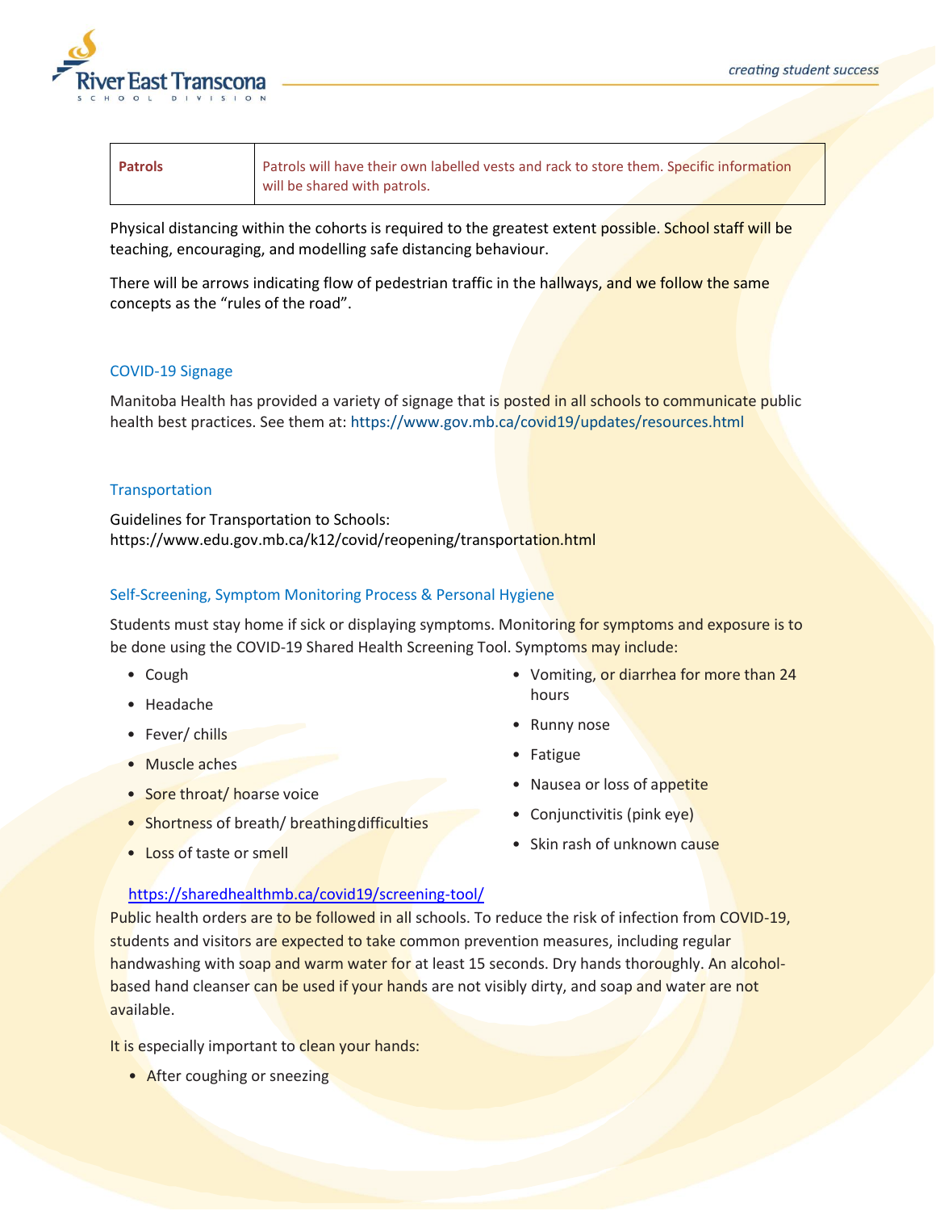| Patrols | Patrols will have their own labelled vests and rack to store them. Specific information will be shared with patrols. |
| --- | --- |

Physical distancing within the cohorts is required to the greatest extent possible. School staff will be teaching, encouraging, and modelling safe distancing behaviour.

There will be arrows indicating flow of pedestrian traffic in the hallways, and we follow the same concepts as the "rules of the road".

## COVID-19 Signage

Manitoba Health has provided a variety of signage that is posted in all schools to communicate public health best practices. See them at: https://www.gov.mb.ca/covid19/updates/resources.html

## Transportation

Guidelines for Transportation to Schools:
https://www.edu.gov.mb.ca/k12/covid/reopening/transportation.html

## Self-Screening, Symptom Monitoring Process & Personal Hygiene

Students must stay home if sick or displaying symptoms. Monitoring for symptoms and exposure is to be done using the COVID-19 Shared Health Screening Tool. Symptoms may include:

- Cough
- Headache
- Fever/ chills
- Muscle aches
- Sore throat/ hoarse voice
- Shortness of breath/ breathing difficulties
- Loss of taste or smell
- Vomiting, or diarrhea for more than 24 hours
- Runny nose
- Fatigue
- Nausea or loss of appetite
- Conjunctivitis (pink eye)
- Skin rash of unknown cause

https://sharedhealthmb.ca/covid19/screening-tool/

Public health orders are to be followed in all schools. To reduce the risk of infection from COVID-19, students and visitors are expected to take common prevention measures, including regular handwashing with soap and warm water for at least 15 seconds. Dry hands thoroughly. An alcohol-based hand cleanser can be used if your hands are not visibly dirty, and soap and water are not available.

It is especially important to clean your hands:

- After coughing or sneezing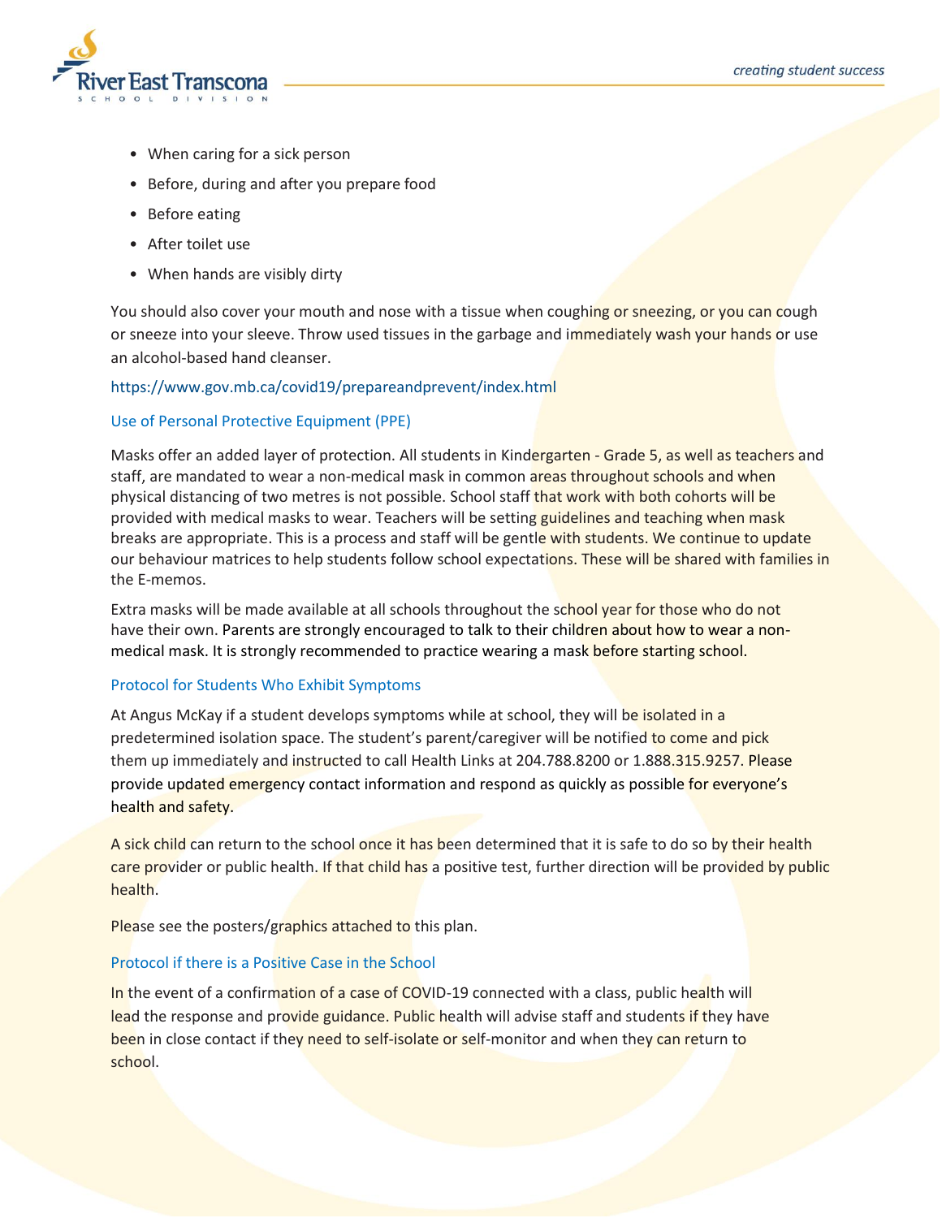- When caring for a sick person
- Before, during and after you prepare food
- Before eating
- After toilet use
- When hands are visibly dirty

You should also cover your mouth and nose with a tissue when coughing or sneezing, or you can cough or sneeze into your sleeve. Throw used tissues in the garbage and immediately wash your hands or use an alcohol-based hand cleanser.

https://www.gov.mb.ca/covid19/prepareandprevent/index.html

## Use of Personal Protective Equipment (PPE)

Masks offer an added layer of protection. All students in Kindergarten - Grade 5, as well as teachers and staff, are mandated to wear a non-medical mask in common areas throughout schools and when physical distancing of two metres is not possible. School staff that work with both cohorts will be provided with medical masks to wear. Teachers will be setting guidelines and teaching when mask breaks are appropriate. This is a process and staff will be gentle with students. We continue to update our behaviour matrices to help students follow school expectations. These will be shared with families in the E-memos.

Extra masks will be made available at all schools throughout the school year for those who do not have their own. Parents are strongly encouraged to talk to their children about how to wear a non-medical mask. It is strongly recommended to practice wearing a mask before starting school.

## Protocol for Students Who Exhibit Symptoms

At Angus McKay if a student develops symptoms while at school, they will be isolated in a predetermined isolation space. The student's parent/caregiver will be notified to come and pick them up immediately and instructed to call Health Links at 204.788.8200 or 1.888.315.9257. Please provide updated emergency contact information and respond as quickly as possible for everyone's health and safety.

A sick child can return to the school once it has been determined that it is safe to do so by their health care provider or public health. If that child has a positive test, further direction will be provided by public health.

Please see the posters/graphics attached to this plan.

## Protocol if there is a Positive Case in the School

In the event of a confirmation of a case of COVID-19 connected with a class, public health will lead the response and provide guidance. Public health will advise staff and students if they have been in close contact if they need to self-isolate or self-monitor and when they can return to school.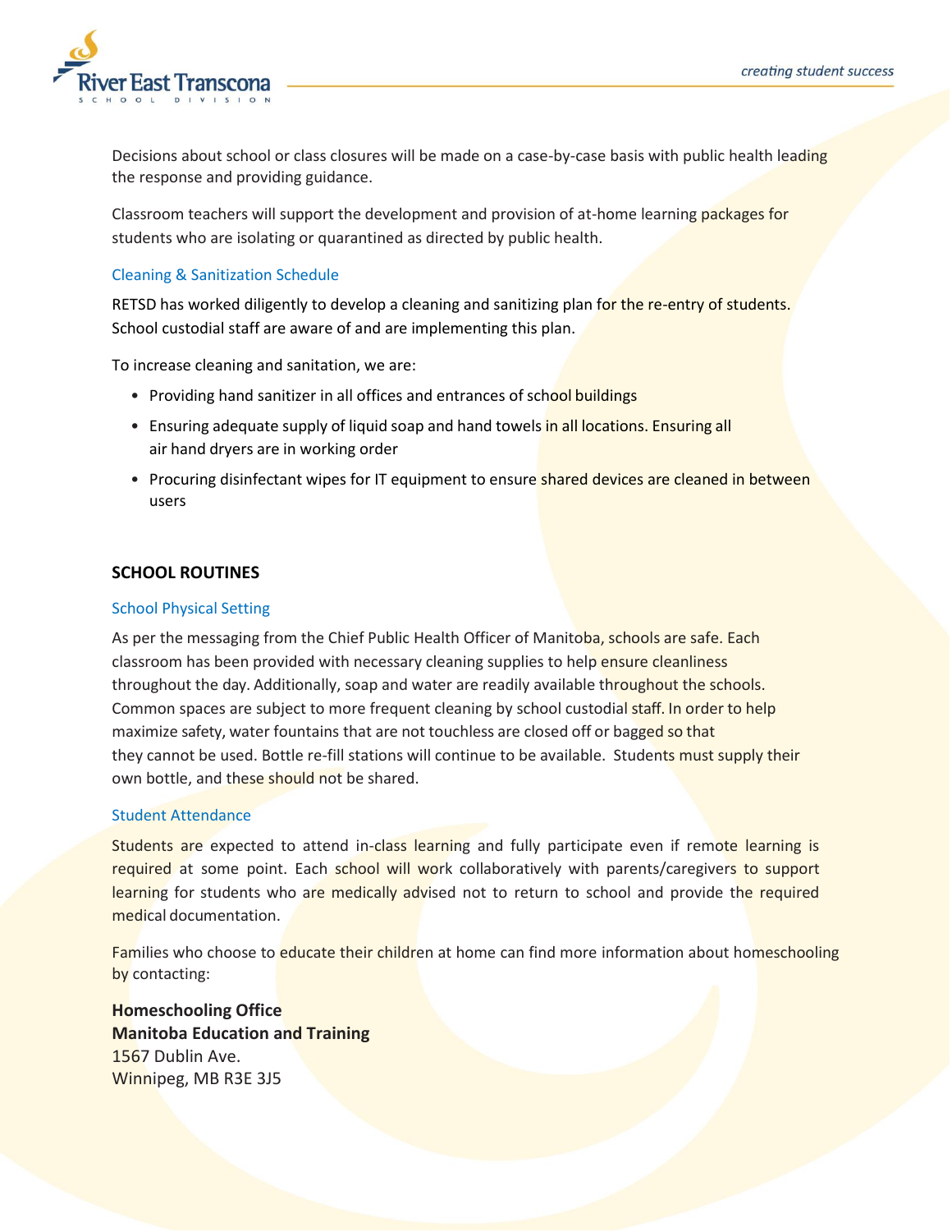Decisions about school or class closures will be made on a case-by-case basis with public health leading the response and providing guidance.

Classroom teachers will support the development and provision of at-home learning packages for students who are isolating or quarantined as directed by public health.

### Cleaning & Sanitization Schedule

RETSD has worked diligently to develop a cleaning and sanitizing plan for the re-entry of students. School custodial staff are aware of and are implementing this plan.

To increase cleaning and sanitation, we are:

- Providing hand sanitizer in all offices and entrances of school buildings
- Ensuring adequate supply of liquid soap and hand towels in all locations. Ensuring all air hand dryers are in working order
- Procuring disinfectant wipes for IT equipment to ensure shared devices are cleaned in between users

## SCHOOL ROUTINES

### School Physical Setting

As per the messaging from the Chief Public Health Officer of Manitoba, schools are safe. Each classroom has been provided with necessary cleaning supplies to help ensure cleanliness throughout the day. Additionally, soap and water are readily available throughout the schools. Common spaces are subject to more frequent cleaning by school custodial staff. In order to help maximize safety, water fountains that are not touchless are closed off or bagged so that they cannot be used. Bottle re-fill stations will continue to be available. Students must supply their own bottle, and these should not be shared.

### Student Attendance

Students are expected to attend in-class learning and fully participate even if remote learning is required at some point. Each school will work collaboratively with parents/caregivers to support learning for students who are medically advised not to return to school and provide the required medical documentation.

Families who choose to educate their children at home can find more information about homeschooling by contacting:

**Homeschooling Office**
**Manitoba Education and Training**
1567 Dublin Ave.
Winnipeg, MB R3E 3J5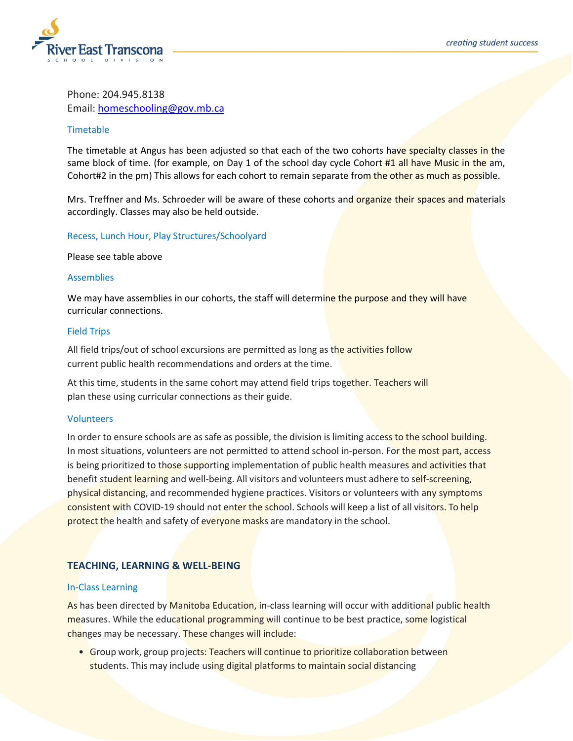Phone: 204.945.8138
Email: homeschooling@gov.mb.ca

### Timetable

The timetable at Angus has been adjusted so that each of the two cohorts have specialty classes in the same block of time. (for example, on Day 1 of the school day cycle Cohort #1 all have Music in the am, Cohort#2 in the pm) This allows for each cohort to remain separate from the other as much as possible.

Mrs. Treffner and Ms. Schroeder will be aware of these cohorts and organize their spaces and materials accordingly. Classes may also be held outside.

### Recess, Lunch Hour, Play Structures/Schoolyard

Please see table above

### Assemblies

We may have assemblies in our cohorts, the staff will determine the purpose and they will have curricular connections.

### Field Trips

All field trips/out of school excursions are permitted as long as the activities follow current public health recommendations and orders at the time.

At this time, students in the same cohort may attend field trips together. Teachers will plan these using curricular connections as their guide.

### Volunteers

In order to ensure schools are as safe as possible, the division is limiting access to the school building. In most situations, volunteers are not permitted to attend school in-person. For the most part, access is being prioritized to those supporting implementation of public health measures and activities that benefit student learning and well-being. All visitors and volunteers must adhere to self-screening, physical distancing, and recommended hygiene practices. Visitors or volunteers with any symptoms consistent with COVID-19 should not enter the school. Schools will keep a list of all visitors. To help protect the health and safety of everyone masks are mandatory in the school.

## TEACHING, LEARNING & WELL-BEING

### In-Class Learning

As has been directed by Manitoba Education, in-class learning will occur with additional public health measures. While the educational programming will continue to be best practice, some logistical changes may be necessary. These changes will include:

- Group work, group projects: Teachers will continue to prioritize collaboration between students. This may include using digital platforms to maintain social distancing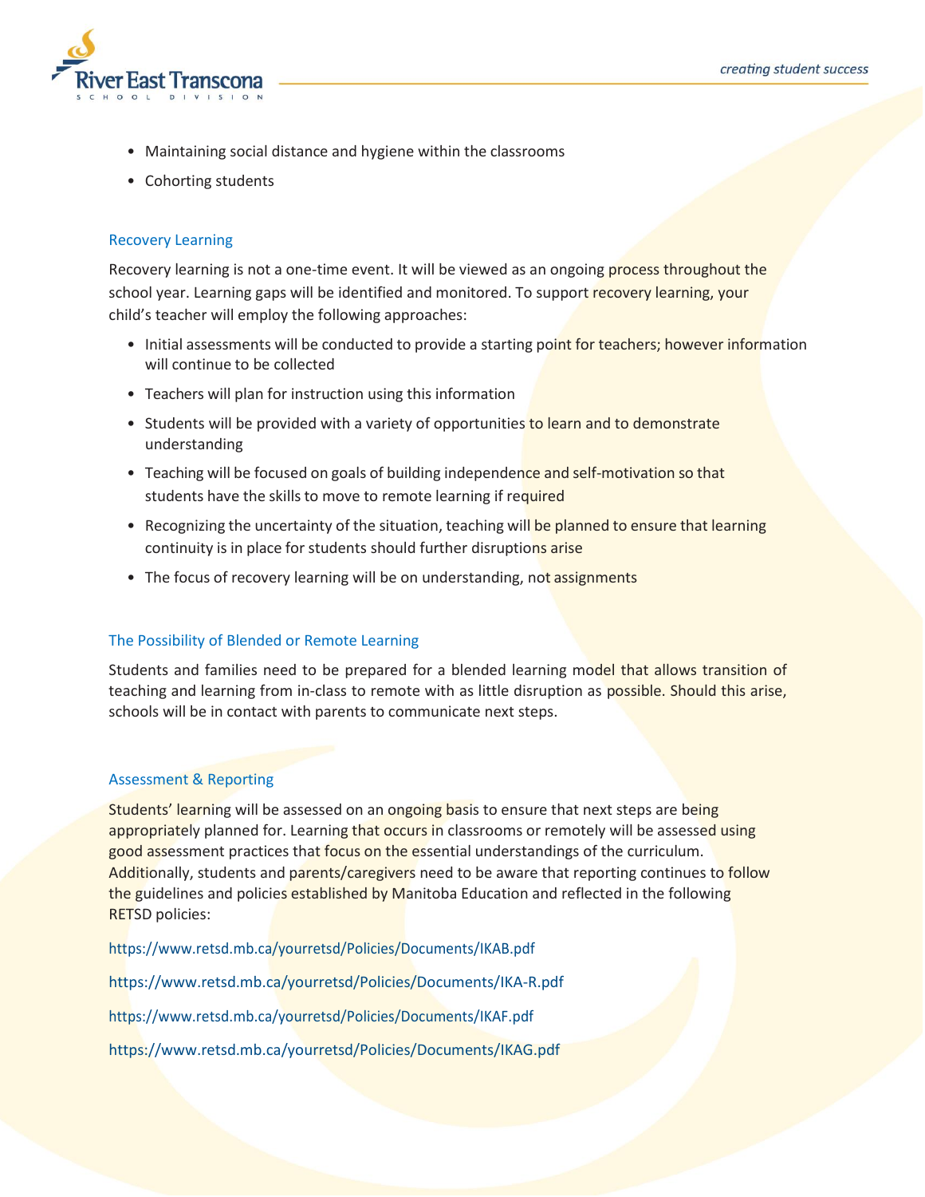- Maintaining social distance and hygiene within the classrooms
- Cohorting students

### Recovery Learning

Recovery learning is not a one-time event. It will be viewed as an ongoing process throughout the school year. Learning gaps will be identified and monitored. To support recovery learning, your child's teacher will employ the following approaches:

- Initial assessments will be conducted to provide a starting point for teachers; however information will continue to be collected
- Teachers will plan for instruction using this information
- Students will be provided with a variety of opportunities to learn and to demonstrate understanding
- Teaching will be focused on goals of building independence and self-motivation so that students have the skills to move to remote learning if required
- Recognizing the uncertainty of the situation, teaching will be planned to ensure that learning continuity is in place for students should further disruptions arise
- The focus of recovery learning will be on understanding, not assignments

### The Possibility of Blended or Remote Learning

Students and families need to be prepared for a blended learning model that allows transition of teaching and learning from in-class to remote with as little disruption as possible. Should this arise, schools will be in contact with parents to communicate next steps.

### Assessment & Reporting

Students' learning will be assessed on an ongoing basis to ensure that next steps are being appropriately planned for. Learning that occurs in classrooms or remotely will be assessed using good assessment practices that focus on the essential understandings of the curriculum. Additionally, students and parents/caregivers need to be aware that reporting continues to follow the guidelines and policies established by Manitoba Education and reflected in the following RETSD policies:

https://www.retsd.mb.ca/yourretsd/Policies/Documents/IKAB.pdf

https://www.retsd.mb.ca/yourretsd/Policies/Documents/IKA-R.pdf

https://www.retsd.mb.ca/yourretsd/Policies/Documents/IKAF.pdf

https://www.retsd.mb.ca/yourretsd/Policies/Documents/IKAG.pdf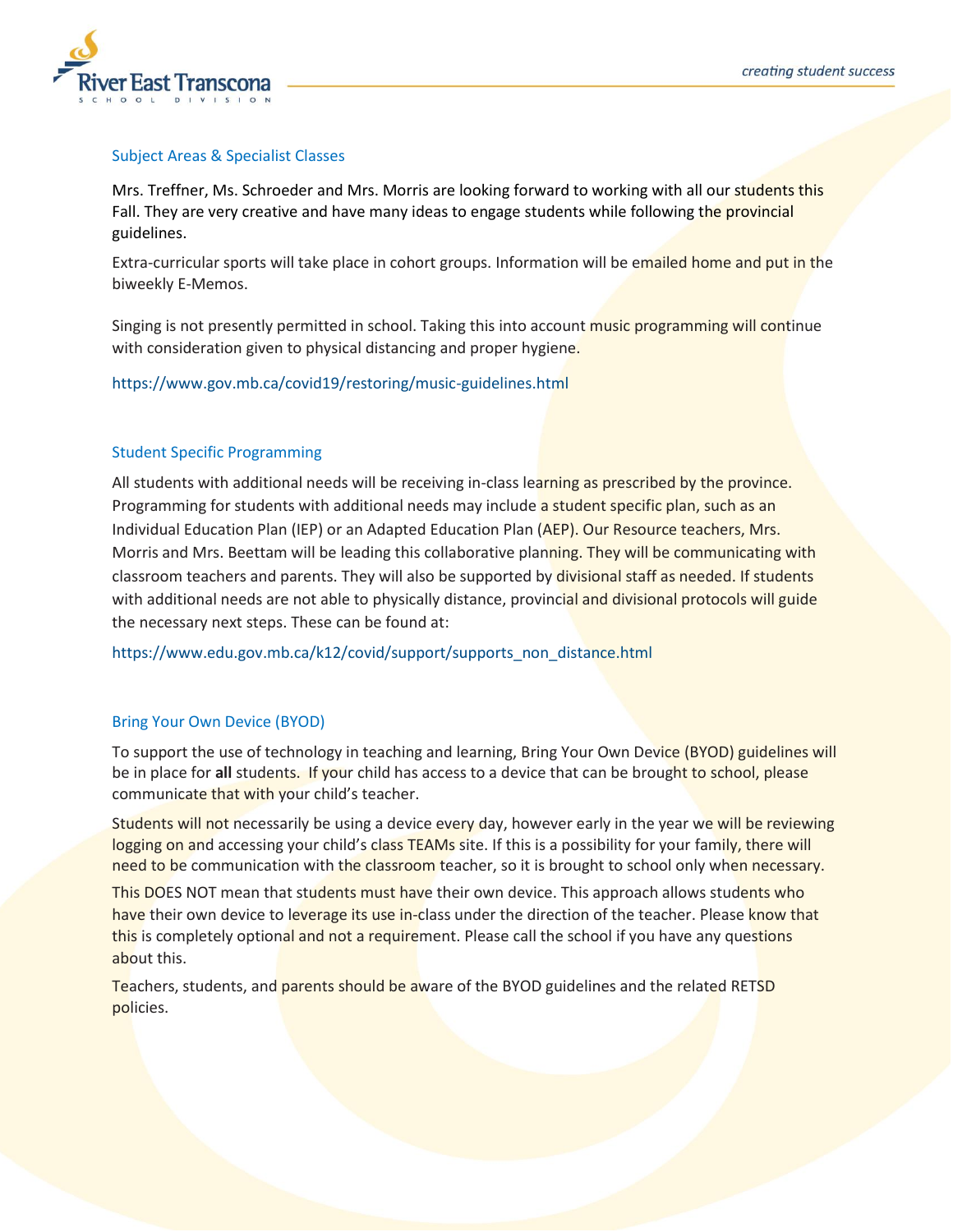## Subject Areas & Specialist Classes

Mrs. Treffner, Ms. Schroeder and Mrs. Morris are looking forward to working with all our students this Fall. They are very creative and have many ideas to engage students while following the provincial guidelines.

Extra-curricular sports will take place in cohort groups. Information will be emailed home and put in the biweekly E-Memos.

Singing is not presently permitted in school. Taking this into account music programming will continue with consideration given to physical distancing and proper hygiene.

https://www.gov.mb.ca/covid19/restoring/music-guidelines.html

## Student Specific Programming

All students with additional needs will be receiving in-class learning as prescribed by the province. Programming for students with additional needs may include a student specific plan, such as an Individual Education Plan (IEP) or an Adapted Education Plan (AEP). Our Resource teachers, Mrs. Morris and Mrs. Beettam will be leading this collaborative planning. They will be communicating with classroom teachers and parents. They will also be supported by divisional staff as needed. If students with additional needs are not able to physically distance, provincial and divisional protocols will guide the necessary next steps. These can be found at:

https://www.edu.gov.mb.ca/k12/covid/support/supports_non_distance.html

## Bring Your Own Device (BYOD)

To support the use of technology in teaching and learning, Bring Your Own Device (BYOD) guidelines will be in place for **all** students. If your child has access to a device that can be brought to school, please communicate that with your child's teacher.

Students will not necessarily be using a device every day, however early in the year we will be reviewing logging on and accessing your child's class TEAMs site. If this is a possibility for your family, there will need to be communication with the classroom teacher, so it is brought to school only when necessary.

This DOES NOT mean that students must have their own device. This approach allows students who have their own device to leverage its use in-class under the direction of the teacher. Please know that this is completely optional and not a requirement. Please call the school if you have any questions about this.

Teachers, students, and parents should be aware of the BYOD guidelines and the related RETSD policies.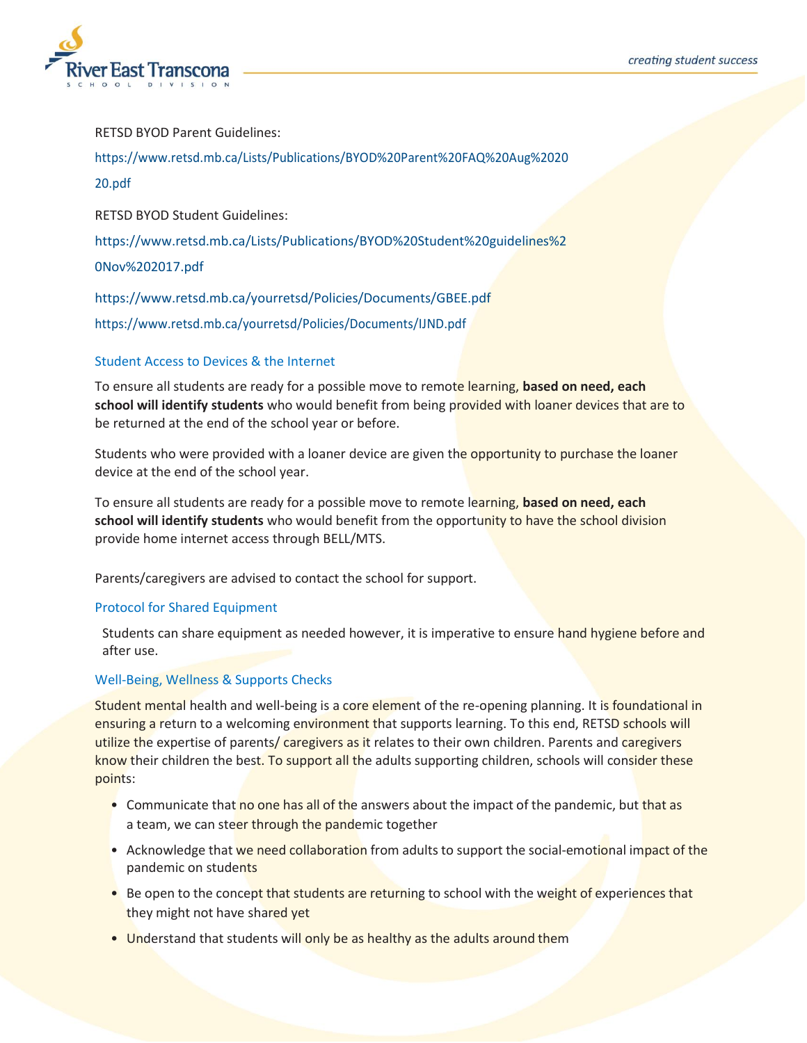RETSD BYOD Parent Guidelines:

https://www.retsd.mb.ca/Lists/Publications/BYOD%20Parent%20FAQ%20Aug%2020 20.pdf

RETSD BYOD Student Guidelines:

https://www.retsd.mb.ca/Lists/Publications/BYOD%20Student%20guidelines%2 0Nov%202017.pdf

https://www.retsd.mb.ca/yourretsd/Policies/Documents/GBEE.pdf

https://www.retsd.mb.ca/yourretsd/Policies/Documents/IJND.pdf

### Student Access to Devices & the Internet

To ensure all students are ready for a possible move to remote learning, **based on need, each school will identify students** who would benefit from being provided with loaner devices that are to be returned at the end of the school year or before.

Students who were provided with a loaner device are given the opportunity to purchase the loaner device at the end of the school year.

To ensure all students are ready for a possible move to remote learning, **based on need, each school will identify students** who would benefit from the opportunity to have the school division provide home internet access through BELL/MTS.

Parents/caregivers are advised to contact the school for support.

### Protocol for Shared Equipment

Students can share equipment as needed however, it is imperative to ensure hand hygiene before and after use.

### Well-Being, Wellness & Supports Checks

Student mental health and well-being is a core element of the re-opening planning. It is foundational in ensuring a return to a welcoming environment that supports learning. To this end, RETSD schools will utilize the expertise of parents/ caregivers as it relates to their own children. Parents and caregivers know their children the best. To support all the adults supporting children, schools will consider these points:

- Communicate that no one has all of the answers about the impact of the pandemic, but that as a team, we can steer through the pandemic together
- Acknowledge that we need collaboration from adults to support the social-emotional impact of the pandemic on students
- Be open to the concept that students are returning to school with the weight of experiences that they might not have shared yet
- Understand that students will only be as healthy as the adults around them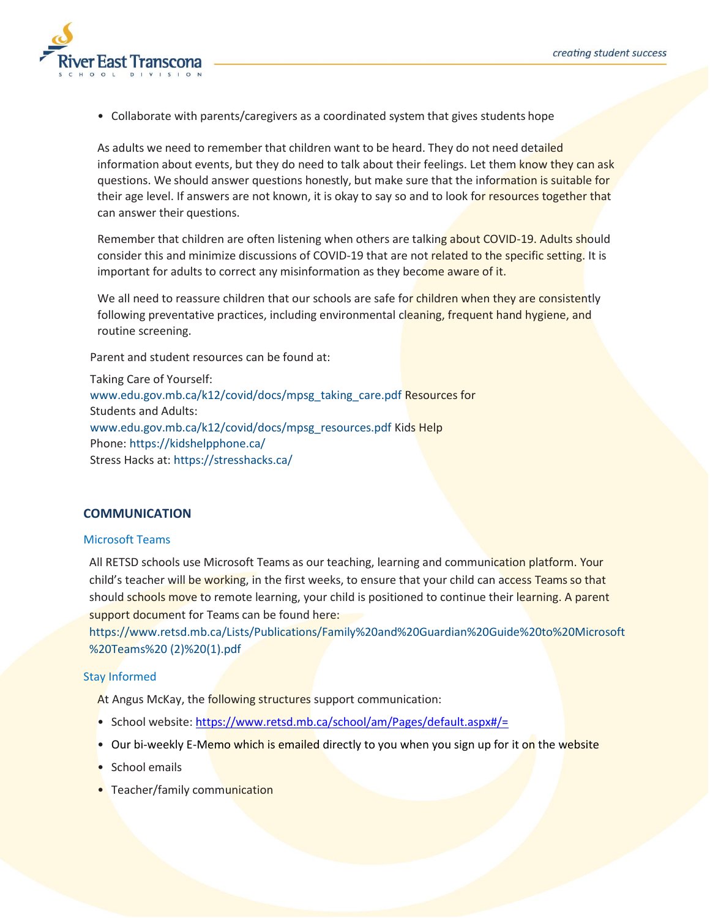- Collaborate with parents/caregivers as a coordinated system that gives students hope

As adults we need to remember that children want to be heard. They do not need detailed information about events, but they do need to talk about their feelings. Let them know they can ask questions. We should answer questions honestly, but make sure that the information is suitable for their age level. If answers are not known, it is okay to say so and to look for resources together that can answer their questions.

Remember that children are often listening when others are talking about COVID-19. Adults should consider this and minimize discussions of COVID-19 that are not related to the specific setting. It is important for adults to correct any misinformation as they become aware of it.

We all need to reassure children that our schools are safe for children when they are consistently following preventative practices, including environmental cleaning, frequent hand hygiene, and routine screening.

Parent and student resources can be found at:

Taking Care of Yourself:
www.edu.gov.mb.ca/k12/covid/docs/mpsg_taking_care.pdf Resources for Students and Adults:
www.edu.gov.mb.ca/k12/covid/docs/mpsg_resources.pdf Kids Help Phone: https://kidshelpphone.ca/
Stress Hacks at: https://stresshacks.ca/

## COMMUNICATION

### Microsoft Teams

All RETSD schools use Microsoft Teams as our teaching, learning and communication platform. Your child's teacher will be working, in the first weeks, to ensure that your child can access Teams so that should schools move to remote learning, your child is positioned to continue their learning. A parent support document for Teams can be found here:
https://www.retsd.mb.ca/Lists/Publications/Family%20and%20Guardian%20Guide%20to%20Microsoft%20Teams%20 (2)%20(1).pdf

### Stay Informed

At Angus McKay, the following structures support communication:

- School website: https://www.retsd.mb.ca/school/am/Pages/default.aspx#/=
- Our bi-weekly E-Memo which is emailed directly to you when you sign up for it on the website
- School emails
- Teacher/family communication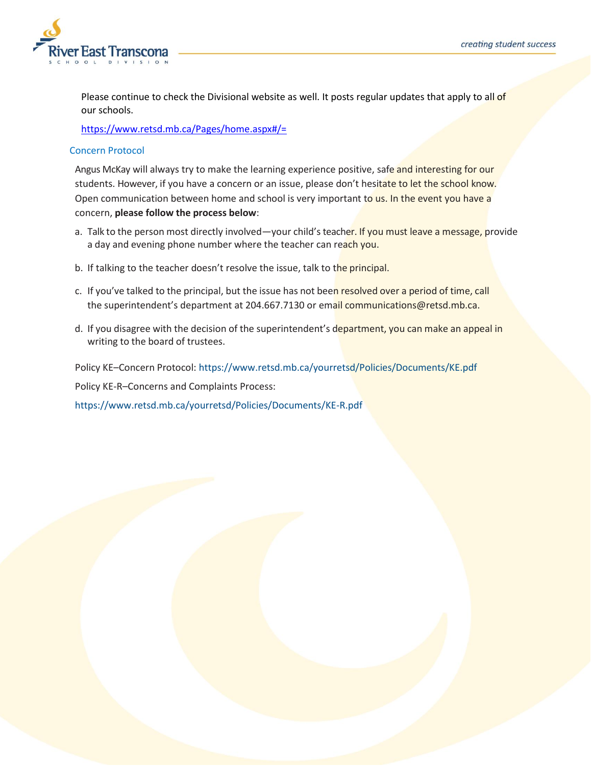Please continue to check the Divisional website as well. It posts regular updates that apply to all of our schools.

https://www.retsd.mb.ca/Pages/home.aspx#/=

## Concern Protocol

Angus McKay will always try to make the learning experience positive, safe and interesting for our students. However, if you have a concern or an issue, please don't hesitate to let the school know. Open communication between home and school is very important to us. In the event you have a concern, **please follow the process below**:

a. Talk to the person most directly involved—your child's teacher. If you must leave a message, provide a day and evening phone number where the teacher can reach you.

b. If talking to the teacher doesn't resolve the issue, talk to the principal.

c. If you've talked to the principal, but the issue has not been resolved over a period of time, call the superintendent's department at 204.667.7130 or email communications@retsd.mb.ca.

d. If you disagree with the decision of the superintendent's department, you can make an appeal in writing to the board of trustees.

Policy KE–Concern Protocol: https://www.retsd.mb.ca/yourretsd/Policies/Documents/KE.pdf

Policy KE-R–Concerns and Complaints Process:

https://www.retsd.mb.ca/yourretsd/Policies/Documents/KE-R.pdf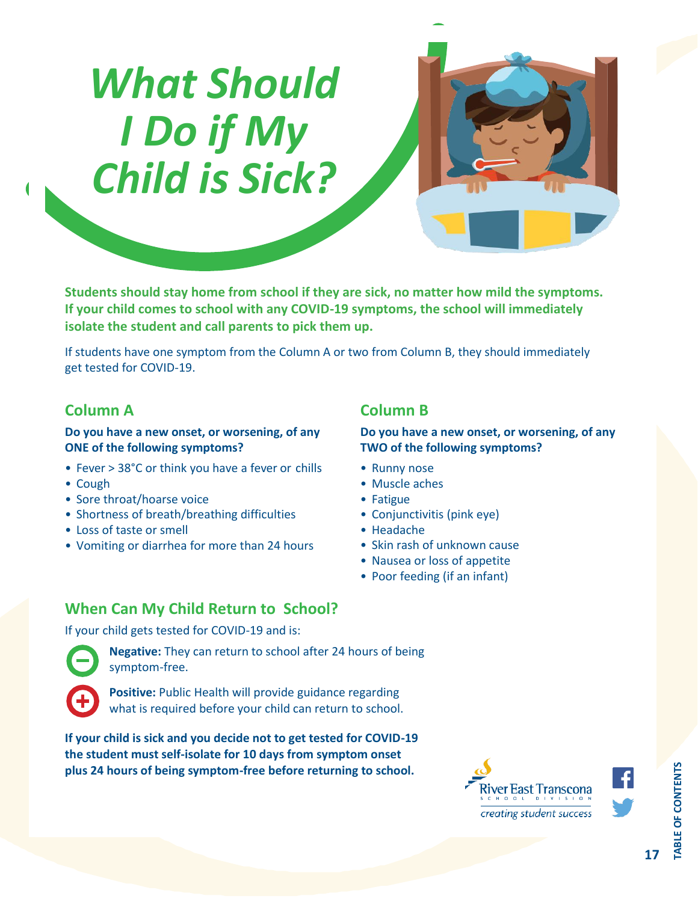# *What Should I Do if My Child is Sick?*

**Students should stay home from school if they are sick, no matter how mild the symptoms. If your child comes to school with any COVID-19 symptoms, the school will immediately isolate the student and call parents to pick them up.**

If students have one symptom from the Column A or two from Column B, they should immediately get tested for COVID-19.

## Column A

**Do you have a new onset, or worsening, of any ONE of the following symptoms?**

- Fever > 38°C or think you have a fever or chills
- Cough
- Sore throat/hoarse voice
- Shortness of breath/breathing difficulties
- Loss of taste or smell
- Vomiting or diarrhea for more than 24 hours

## Column B

**Do you have a new onset, or worsening, of any TWO of the following symptoms?**

- Runny nose
- Muscle aches
- Fatigue
- Conjunctivitis (pink eye)
- Headache
- Skin rash of unknown cause
- Nausea or loss of appetite
- Poor feeding (if an infant)

## When Can My Child Return to School?

If your child gets tested for COVID-19 and is:

- **Negative:** They can return to school after 24 hours of being symptom-free.
- **Positive:** Public Health will provide guidance regarding what is required before your child can return to school.

**If your child is sick and you decide not to get tested for COVID-19 the student must self-isolate for 10 days from symptom onset plus 24 hours of being symptom-free before returning to school.**

River East Transcona School Division
*creating student success*

TABLE OF CONTENTS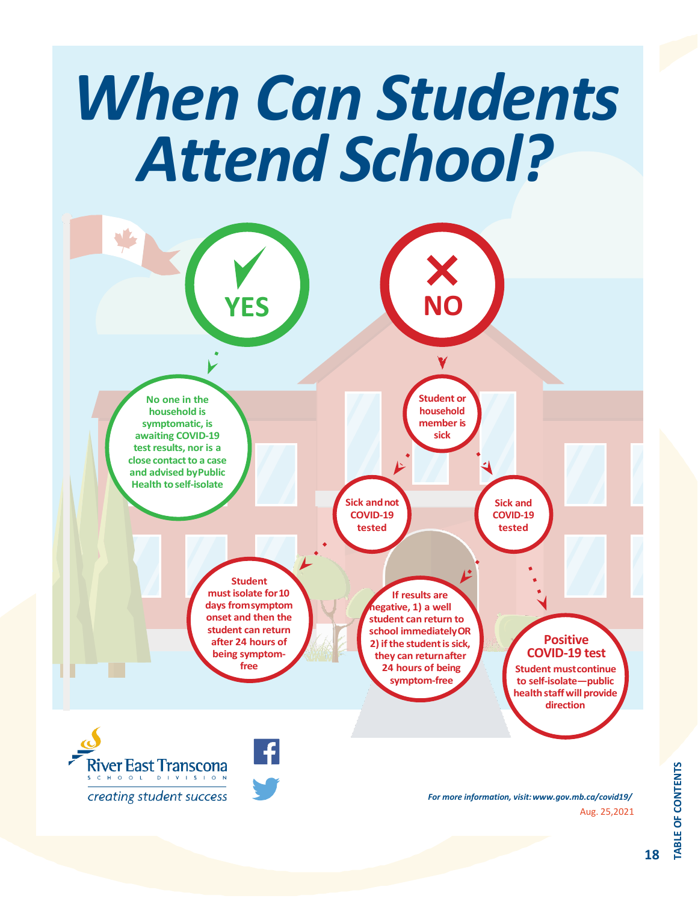# When Can Students Attend School?

## YES

No one in the household is symptomatic, is awaiting COVID-19 test results, nor is a close contact to a case and advised by Public Health to self-isolate

## NO

Student or household member is sick

**Sick and not COVID-19 tested**

Student must isolate for 10 days from symptom onset and then the student can return after 24 hours of being symptom-free

**Sick and COVID-19 tested**

If results are negative, 1) a well student can return to school immediately OR 2) if the student is sick, they can return after 24 hours of being symptom-free

**Positive COVID-19 test**

Student must continue to self-isolate—public health staff will provide direction

River East Transcona School Division

*creating student success*

*For more information, visit: www.gov.mb.ca/covid19/*

Aug. 25,2021

TABLE OF CONTENTS